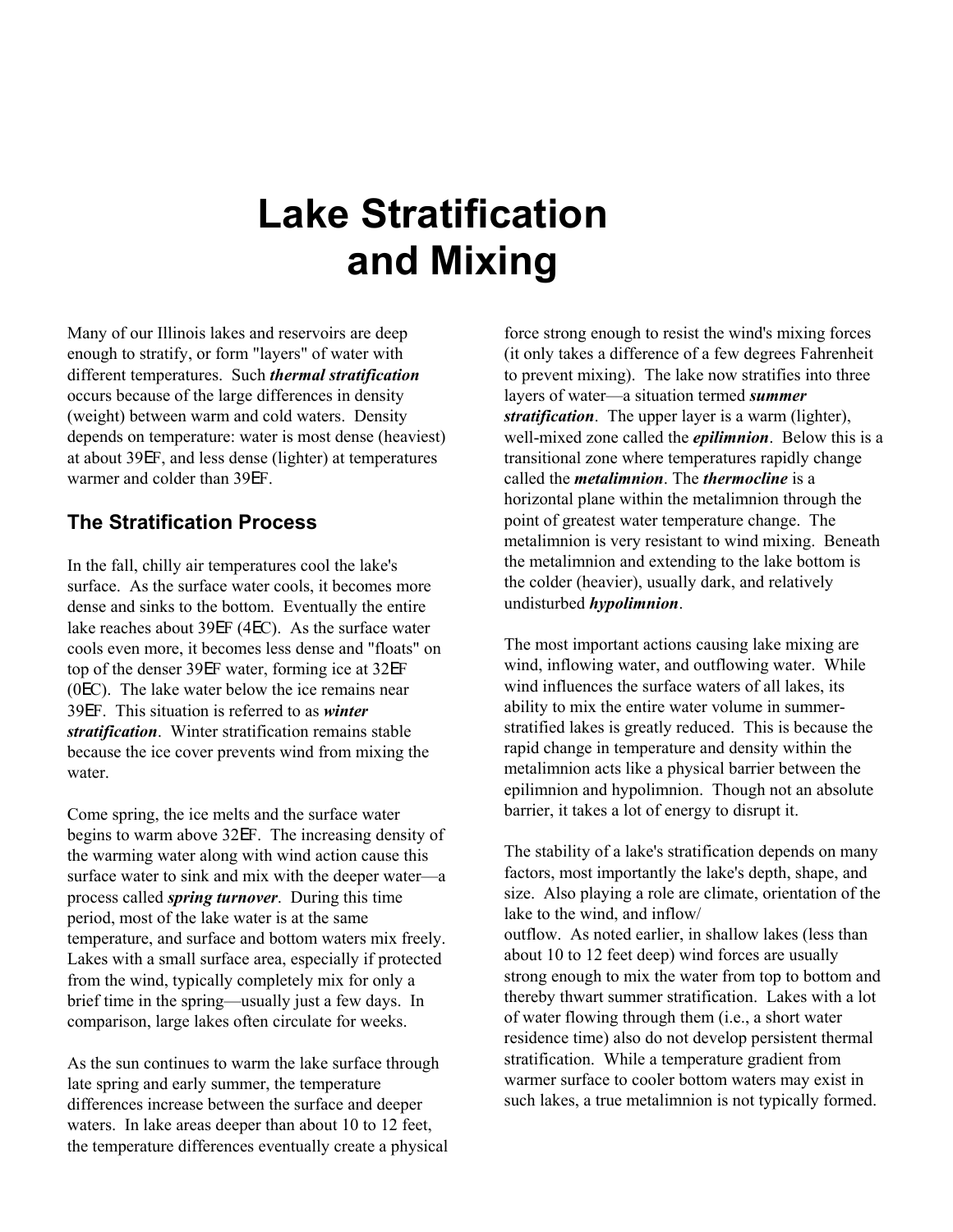# Lake Stratification and Mixing

Many of our Illinois lakes and reservoirs are deep enough to stratify, or form "layers" of water with different temperatures. Such ***thermal stratification*** occurs because of the large differences in density (weight) between warm and cold waters. Density depends on temperature: water is most dense (heaviest) at about 39ΕF, and less dense (lighter) at temperatures warmer and colder than 39ΕF.

## The Stratification Process

In the fall, chilly air temperatures cool the lake's surface. As the surface water cools, it becomes more dense and sinks to the bottom. Eventually the entire lake reaches about 39ΕF (4ΕC). As the surface water cools even more, it becomes less dense and "floats" on top of the denser 39ΕF water, forming ice at 32ΕF (0ΕC). The lake water below the ice remains near 39ΕF. This situation is referred to as ***winter stratification***. Winter stratification remains stable because the ice cover prevents wind from mixing the water.

Come spring, the ice melts and the surface water begins to warm above 32ΕF. The increasing density of the warming water along with wind action cause this surface water to sink and mix with the deeper water—a process called ***spring turnover***. During this time period, most of the lake water is at the same temperature, and surface and bottom waters mix freely. Lakes with a small surface area, especially if protected from the wind, typically completely mix for only a brief time in the spring—usually just a few days. In comparison, large lakes often circulate for weeks.

As the sun continues to warm the lake surface through late spring and early summer, the temperature differences increase between the surface and deeper waters. In lake areas deeper than about 10 to 12 feet, the temperature differences eventually create a physical force strong enough to resist the wind's mixing forces (it only takes a difference of a few degrees Fahrenheit to prevent mixing). The lake now stratifies into three layers of water—a situation termed ***summer stratification***. The upper layer is a warm (lighter), well-mixed zone called the ***epilimnion***. Below this is a transitional zone where temperatures rapidly change called the ***metalimnion***. The ***thermocline*** is a horizontal plane within the metalimnion through the point of greatest water temperature change. The metalimnion is very resistant to wind mixing. Beneath the metalimnion and extending to the lake bottom is the colder (heavier), usually dark, and relatively undisturbed ***hypolimnion***.

The most important actions causing lake mixing are wind, inflowing water, and outflowing water. While wind influences the surface waters of all lakes, its ability to mix the entire water volume in summer-stratified lakes is greatly reduced. This is because the rapid change in temperature and density within the metalimnion acts like a physical barrier between the epilimnion and hypolimnion. Though not an absolute barrier, it takes a lot of energy to disrupt it.

The stability of a lake's stratification depends on many factors, most importantly the lake's depth, shape, and size. Also playing a role are climate, orientation of the lake to the wind, and inflow/outflow. As noted earlier, in shallow lakes (less than about 10 to 12 feet deep) wind forces are usually strong enough to mix the water from top to bottom and thereby thwart summer stratification. Lakes with a lot of water flowing through them (i.e., a short water residence time) also do not develop persistent thermal stratification. While a temperature gradient from warmer surface to cooler bottom waters may exist in such lakes, a true metalimnion is not typically formed.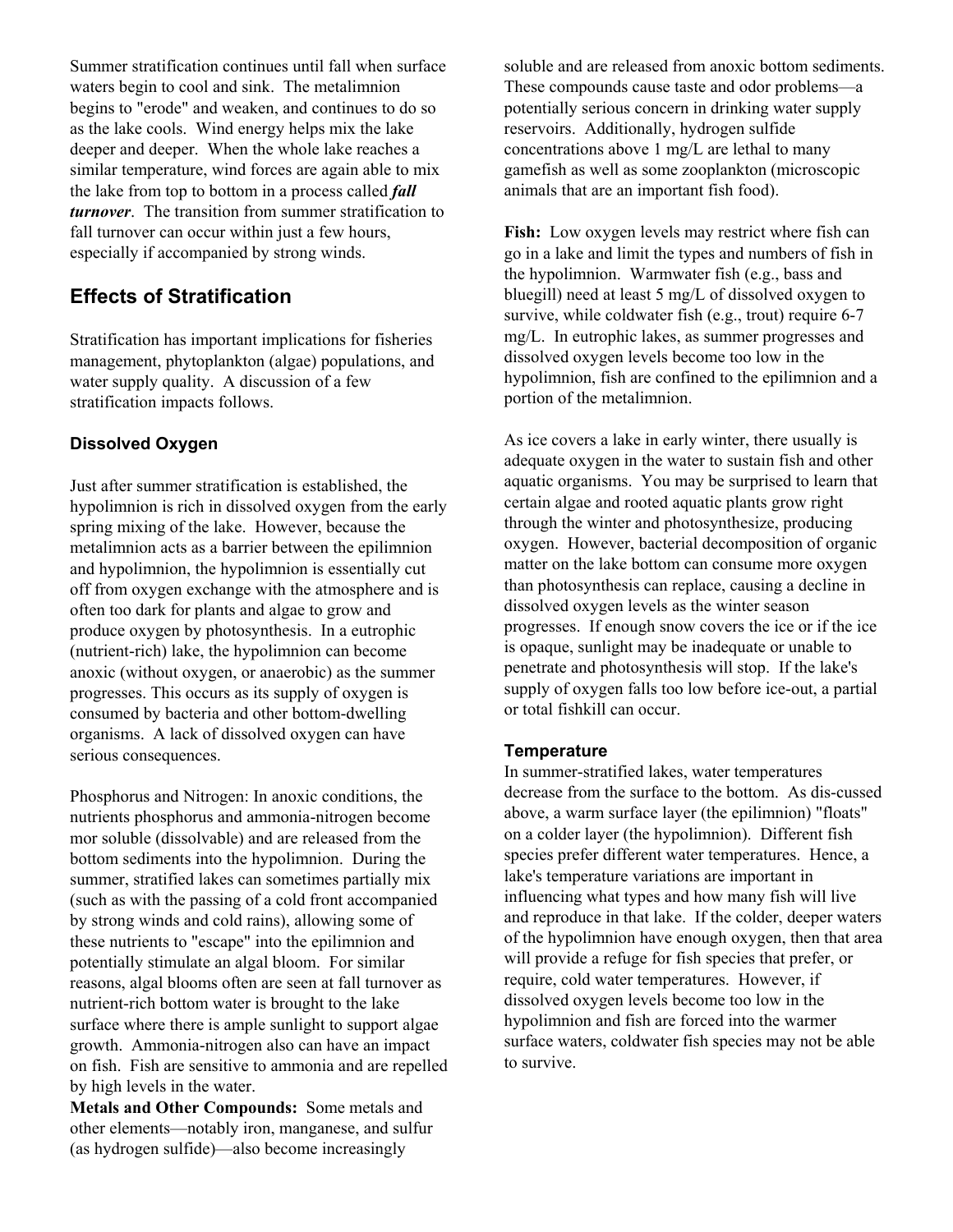Summer stratification continues until fall when surface waters begin to cool and sink. The metalimnion begins to "erode" and weaken, and continues to do so as the lake cools. Wind energy helps mix the lake deeper and deeper. When the whole lake reaches a similar temperature, wind forces are again able to mix the lake from top to bottom in a process called ***fall turnover***. The transition from summer stratification to fall turnover can occur within just a few hours, especially if accompanied by strong winds.

## Effects of Stratification

Stratification has important implications for fisheries management, phytoplankton (algae) populations, and water supply quality. A discussion of a few stratification impacts follows.

### Dissolved Oxygen

Just after summer stratification is established, the hypolimnion is rich in dissolved oxygen from the early spring mixing of the lake. However, because the metalimnion acts as a barrier between the epilimnion and hypolimnion, the hypolimnion is essentially cut off from oxygen exchange with the atmosphere and is often too dark for plants and algae to grow and produce oxygen by photosynthesis. In a eutrophic (nutrient-rich) lake, the hypolimnion can become anoxic (without oxygen, or anaerobic) as the summer progresses. This occurs as its supply of oxygen is consumed by bacteria and other bottom-dwelling organisms. A lack of dissolved oxygen can have serious consequences.

Phosphorus and Nitrogen: In anoxic conditions, the nutrients phosphorus and ammonia-nitrogen become mor soluble (dissolvable) and are released from the bottom sediments into the hypolimnion. During the summer, stratified lakes can sometimes partially mix (such as with the passing of a cold front accompanied by strong winds and cold rains), allowing some of these nutrients to "escape" into the epilimnion and potentially stimulate an algal bloom. For similar reasons, algal blooms often are seen at fall turnover as nutrient-rich bottom water is brought to the lake surface where there is ample sunlight to support algae growth. Ammonia-nitrogen also can have an impact on fish. Fish are sensitive to ammonia and are repelled by high levels in the water.

**Metals and Other Compounds:** Some metals and other elements—notably iron, manganese, and sulfur (as hydrogen sulfide)—also become increasingly soluble and are released from anoxic bottom sediments. These compounds cause taste and odor problems—a potentially serious concern in drinking water supply reservoirs. Additionally, hydrogen sulfide concentrations above 1 mg/L are lethal to many gamefish as well as some zooplankton (microscopic animals that are an important fish food).

**Fish:** Low oxygen levels may restrict where fish can go in a lake and limit the types and numbers of fish in the hypolimnion. Warmwater fish (e.g., bass and bluegill) need at least 5 mg/L of dissolved oxygen to survive, while coldwater fish (e.g., trout) require 6-7 mg/L. In eutrophic lakes, as summer progresses and dissolved oxygen levels become too low in the hypolimnion, fish are confined to the epilimnion and a portion of the metalimnion.

As ice covers a lake in early winter, there usually is adequate oxygen in the water to sustain fish and other aquatic organisms. You may be surprised to learn that certain algae and rooted aquatic plants grow right through the winter and photosynthesize, producing oxygen. However, bacterial decomposition of organic matter on the lake bottom can consume more oxygen than photosynthesis can replace, causing a decline in dissolved oxygen levels as the winter season progresses. If enough snow covers the ice or if the ice is opaque, sunlight may be inadequate or unable to penetrate and photosynthesis will stop. If the lake's supply of oxygen falls too low before ice-out, a partial or total fishkill can occur.

### Temperature

In summer-stratified lakes, water temperatures decrease from the surface to the bottom. As dis-cussed above, a warm surface layer (the epilimnion) "floats" on a colder layer (the hypolimnion). Different fish species prefer different water temperatures. Hence, a lake's temperature variations are important in influencing what types and how many fish will live and reproduce in that lake. If the colder, deeper waters of the hypolimnion have enough oxygen, then that area will provide a refuge for fish species that prefer, or require, cold water temperatures. However, if dissolved oxygen levels become too low in the hypolimnion and fish are forced into the warmer surface waters, coldwater fish species may not be able to survive.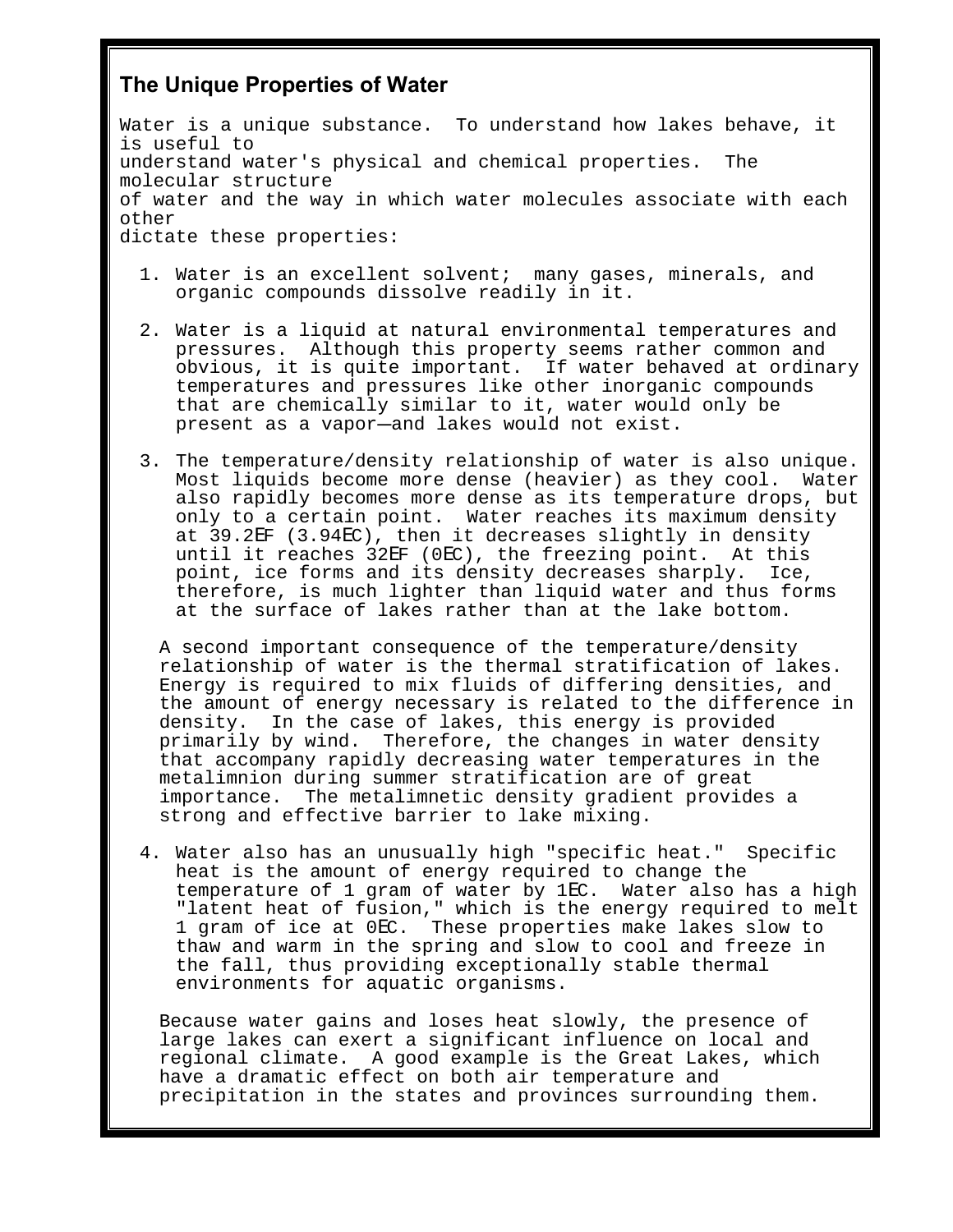## The Unique Properties of Water

Water is a unique substance. To understand how lakes behave, it is useful to understand water's physical and chemical properties. The molecular structure of water and the way in which water molecules associate with each other dictate these properties:

1. Water is an excellent solvent; many gases, minerals, and organic compounds dissolve readily in it.

2. Water is a liquid at natural environmental temperatures and pressures. Although this property seems rather common and obvious, it is quite important. If water behaved at ordinary temperatures and pressures like other inorganic compounds that are chemically similar to it, water would only be present as a vapor—and lakes would not exist.

3. The temperature/density relationship of water is also unique. Most liquids become more dense (heavier) as they cool. Water also rapidly becomes more dense as its temperature drops, but only to a certain point. Water reaches its maximum density at 39.2°F (3.94°C), then it decreases slightly in density until it reaches 32°F (0°C), the freezing point. At this point, ice forms and its density decreases sharply. Ice, therefore, is much lighter than liquid water and thus forms at the surface of lakes rather than at the lake bottom.

   A second important consequence of the temperature/density relationship of water is the thermal stratification of lakes. Energy is required to mix fluids of differing densities, and the amount of energy necessary is related to the difference in density. In the case of lakes, this energy is provided primarily by wind. Therefore, the changes in water density that accompany rapidly decreasing water temperatures in the metalimnion during summer stratification are of great importance. The metalimnetic density gradient provides a strong and effective barrier to lake mixing.

4. Water also has an unusually high "specific heat." Specific heat is the amount of energy required to change the temperature of 1 gram of water by 1°C. Water also has a high "latent heat of fusion," which is the energy required to melt 1 gram of ice at 0°C. These properties make lakes slow to thaw and warm in the spring and slow to cool and freeze in the fall, thus providing exceptionally stable thermal environments for aquatic organisms.

   Because water gains and loses heat slowly, the presence of large lakes can exert a significant influence on local and regional climate. A good example is the Great Lakes, which have a dramatic effect on both air temperature and precipitation in the states and provinces surrounding them.